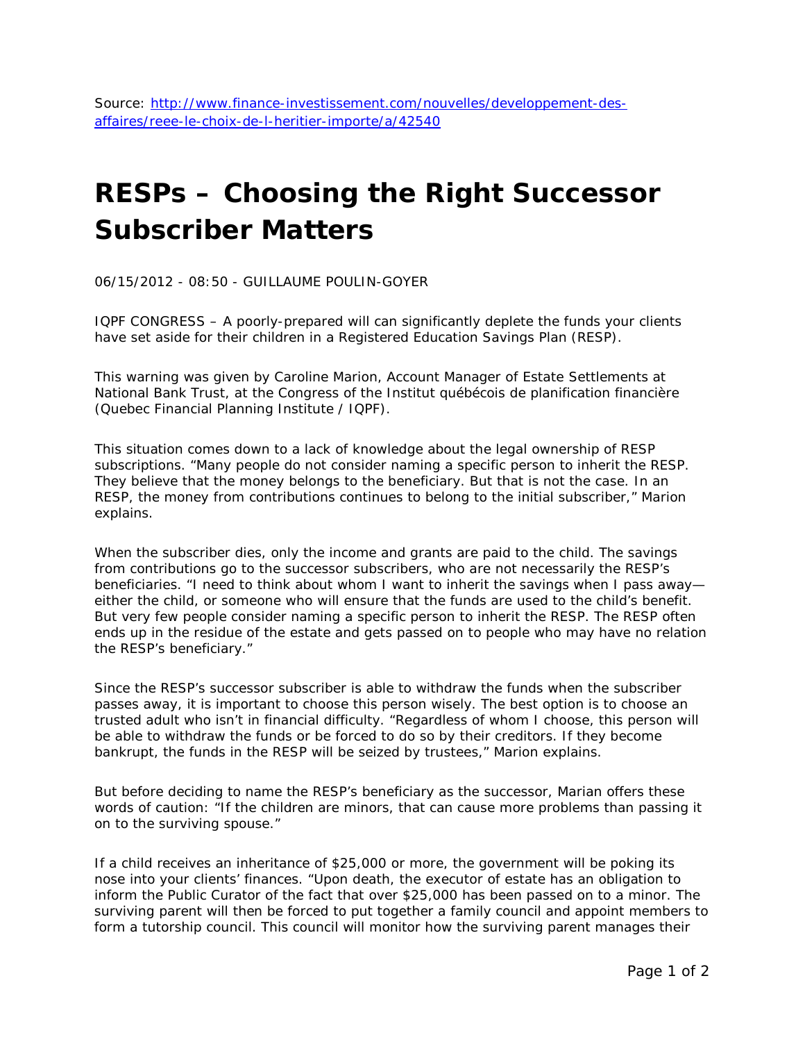Source: [http://www.finance-investissement.com/nouvelles/developpement-des-affaires/reee-le-choix-de-l-heritier-importe/a/42540](http://www.finance-investissement.com/nouvelles/developpement-des-affaires/reee-le-choix-de-l-heritier-importe/a/42540)

# RESPs – Choosing the Right Successor Subscriber Matters

06/15/2012 - 08:50 - GUILLAUME POULIN-GOYER

IQPF CONGRESS – A poorly-prepared will can significantly deplete the funds your clients have set aside for their children in a Registered Education Savings Plan (RESP).

This warning was given by Caroline Marion, Account Manager of Estate Settlements at National Bank Trust, at the Congress of the Institut québécois de planification financière (Quebec Financial Planning Institute / IQPF).

This situation comes down to a lack of knowledge about the legal ownership of RESP subscriptions. "Many people do not consider naming a specific person to inherit the RESP. They believe that the money belongs to the beneficiary. But that is not the case. In an RESP, the money from contributions continues to belong to the initial subscriber," Marion explains.

When the subscriber dies, only the income and grants are paid to the child. The savings from contributions go to the successor subscribers, who are not necessarily the RESP's beneficiaries. "I need to think about whom I want to inherit the savings when I pass away—either the child, or someone who will ensure that the funds are used to the child's benefit. But very few people consider naming a specific person to inherit the RESP. The RESP often ends up in the residue of the estate and gets passed on to people who may have no relation the RESP's beneficiary."

Since the RESP's successor subscriber is able to withdraw the funds when the subscriber passes away, it is important to choose this person wisely. The best option is to choose an trusted adult who isn't in financial difficulty. "Regardless of whom I choose, this person will be able to withdraw the funds or be forced to do so by their creditors. If they become bankrupt, the funds in the RESP will be seized by trustees," Marion explains.

But before deciding to name the RESP's beneficiary as the successor, Marian offers these words of caution: "If the children are minors, that can cause more problems than passing it on to the surviving spouse."

If a child receives an inheritance of $25,000 or more, the government will be poking its nose into your clients' finances. "Upon death, the executor of estate has an obligation to inform the Public Curator of the fact that over $25,000 has been passed on to a minor. The surviving parent will then be forced to put together a family council and appoint members to form a tutorship council. This council will monitor how the surviving parent manages their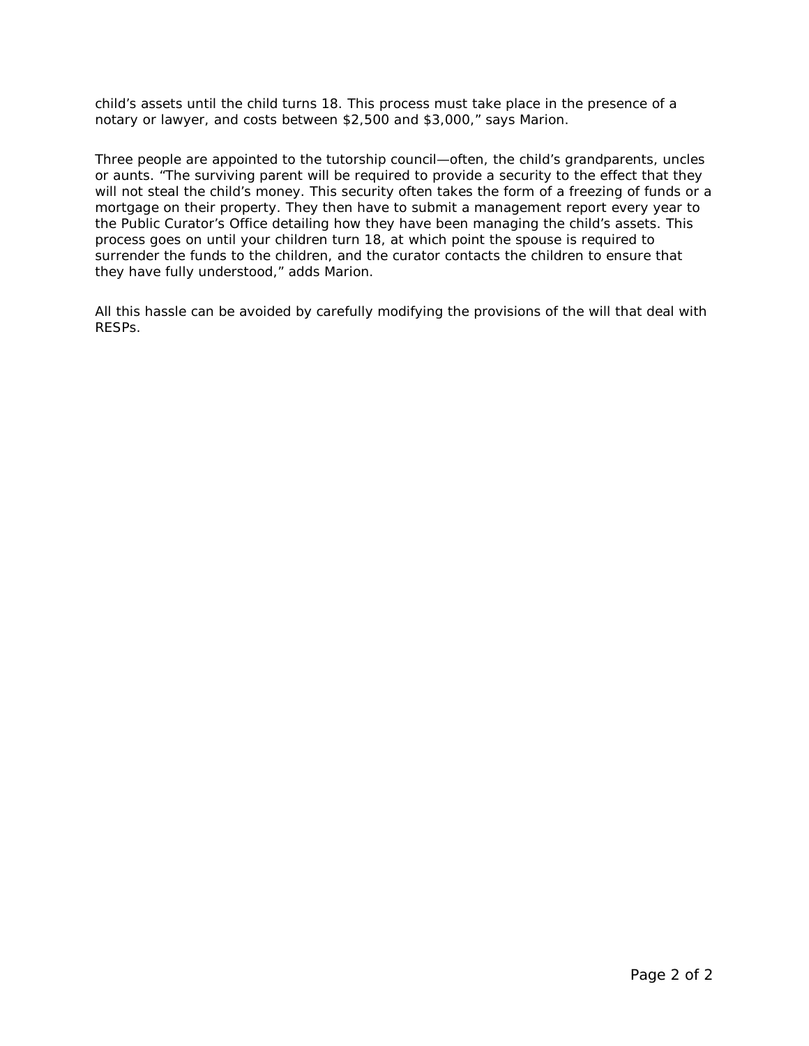child's assets until the child turns 18. This process must take place in the presence of a notary or lawyer, and costs between $2,500 and $3,000," says Marion.

Three people are appointed to the tutorship council—often, the child's grandparents, uncles or aunts. "The surviving parent will be required to provide a security to the effect that they will not steal the child's money. This security often takes the form of a freezing of funds or a mortgage on their property. They then have to submit a management report every year to the Public Curator's Office detailing how they have been managing the child's assets. This process goes on until your children turn 18, at which point the spouse is required to surrender the funds to the children, and the curator contacts the children to ensure that they have fully understood," adds Marion.

All this hassle can be avoided by carefully modifying the provisions of the will that deal with RESPs.